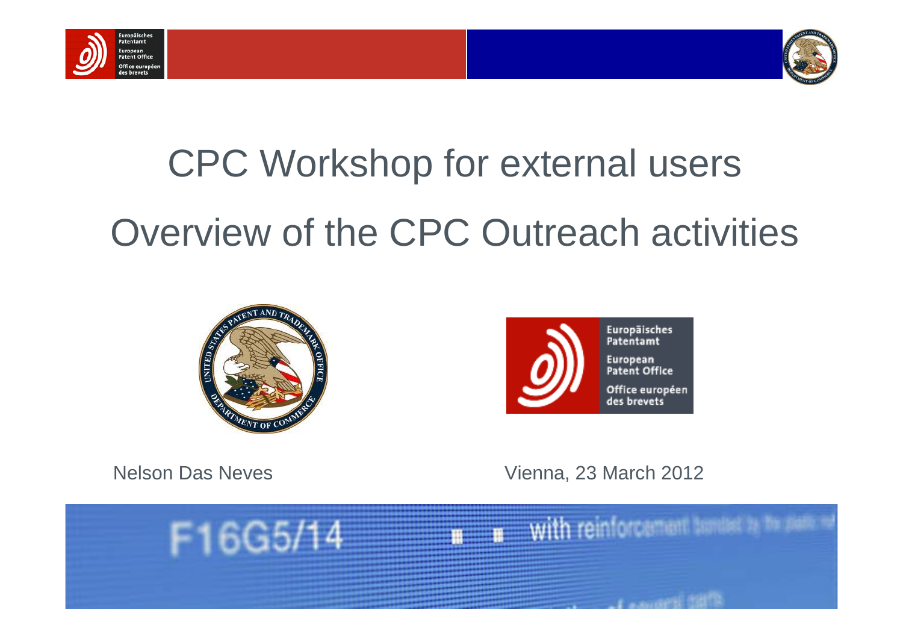# CPC Workshop for external users

# Overview of the CPC Outreach activities

Nelson Das Neves

Vienna, 23 March 2012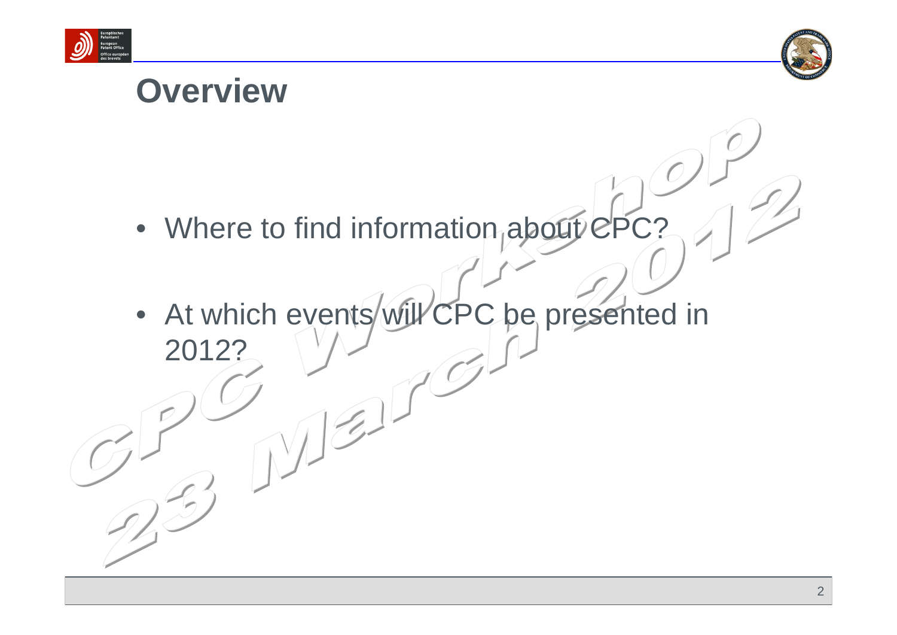# Overview

- Where to find information about CPC?
- At which events will CPC be presented in 2012?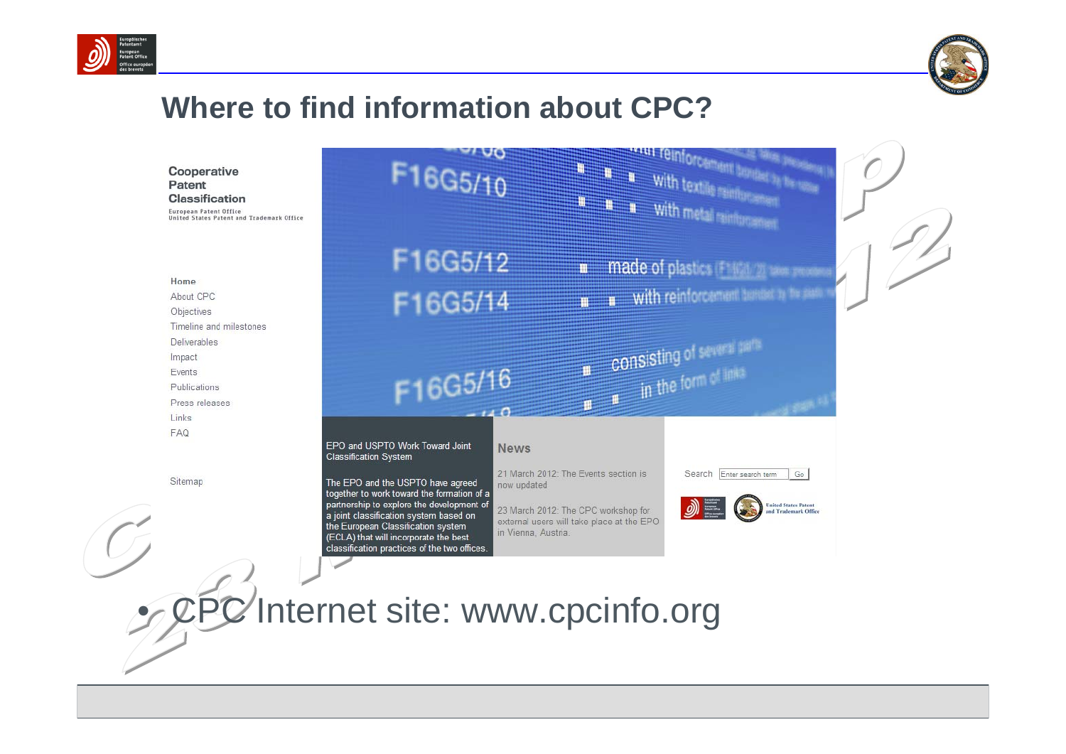# Where to find information about CPC?

Cooperative Patent Classification

European Patent Office
United States Patent and Trademark Office

- Home
- About CPC
- Objectives
- Timeline and milestones
- Deliverables
- Impact
- Events
- Publications
- Press releases
- Links
- FAQ

Sitemap

EPO and USPTO Work Toward Joint Classification System

The EPO and the USPTO have agreed together to work toward the formation of a partnership to explore the development of a joint classification system based on the European Classification system (ECLA) that will incorporate the best classification practices of the two offices.

**News**

21 March 2012: The Events section is now updated

23 March 2012: The CPC workshop for external users will take place at the EPO in Vienna, Austria.

Search [Enter search term] Go

- CPC Internet site: www.cpcinfo.org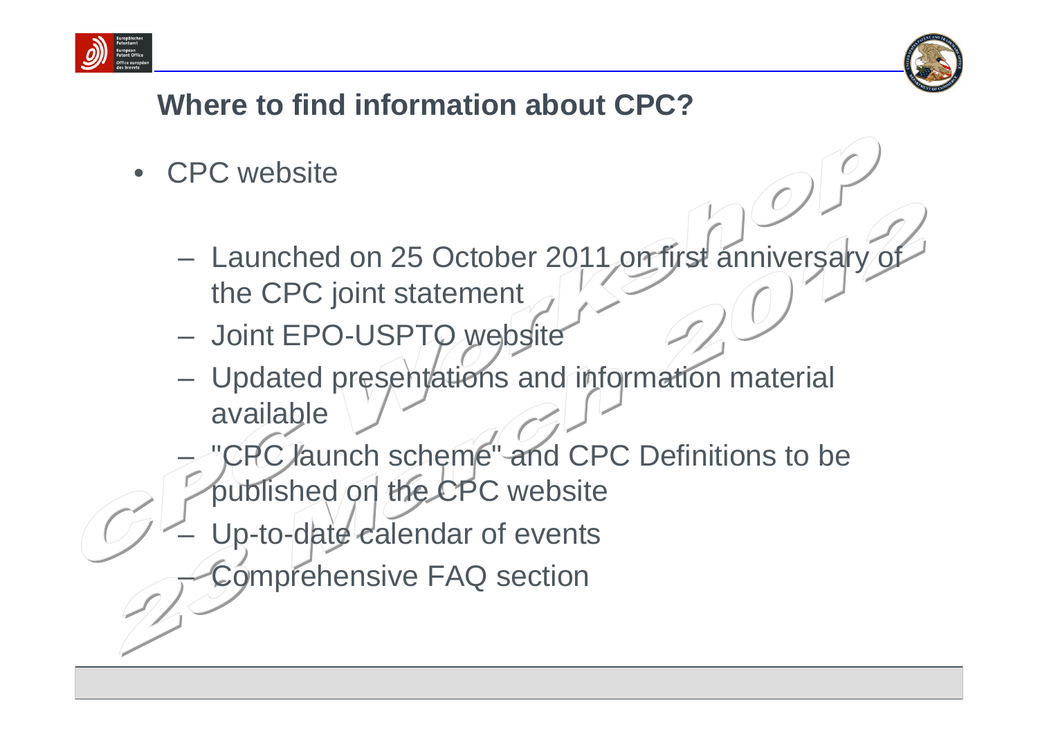## Where to find information about CPC?

- CPC website
  - Launched on 25 October 2011 on first anniversary of the CPC joint statement
  - Joint EPO-USPTO website
  - Updated presentations and information material available
  - "CPC launch scheme" and CPC Definitions to be published on the CPC website
  - Up-to-date calendar of events
  - Comprehensive FAQ section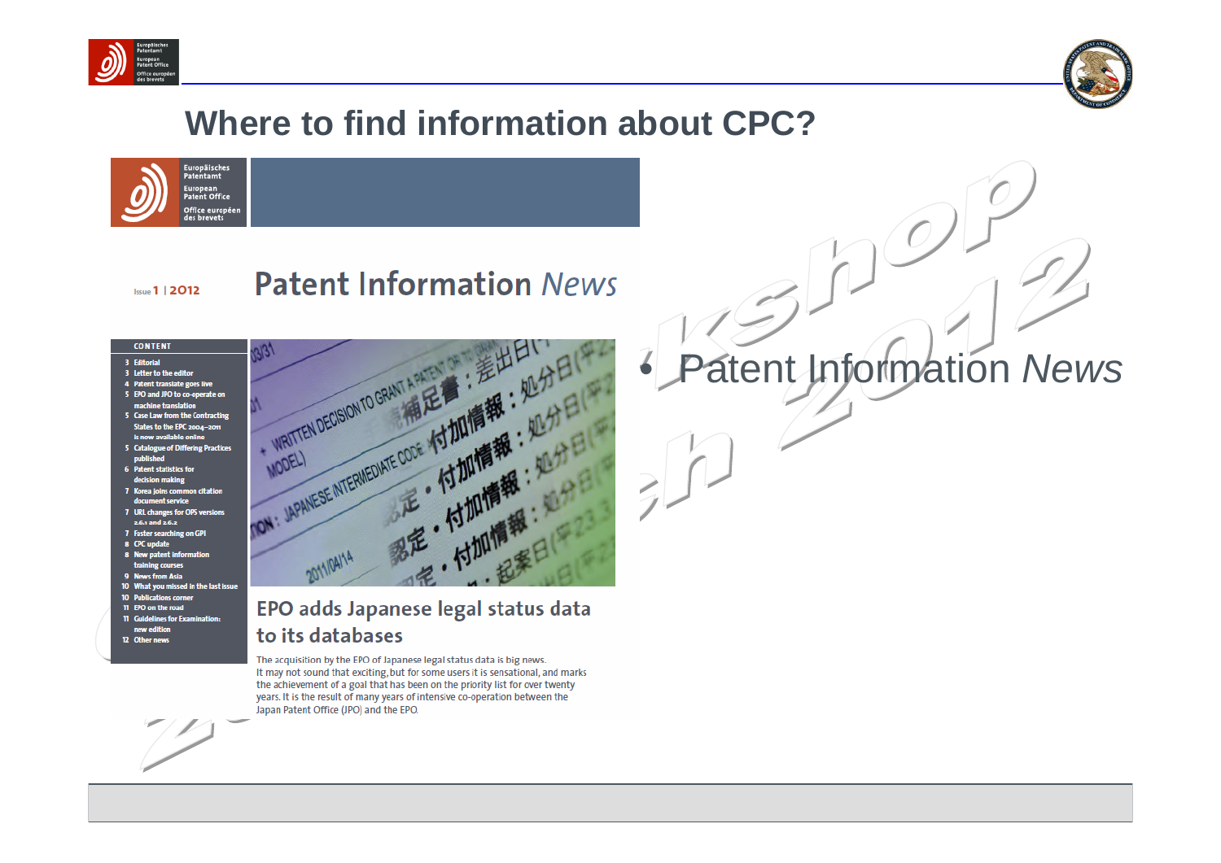# Where to find information about CPC?

Europäisches Patentamt
European Patent Office
Office européen des brevets

Issue 1 | 2012

## Patent Information *News*

**CONTENT**

- 3 Editorial
- 3 Letter to the editor
- 4 Patent translate goes live
- 5 EPO and JPO to co-operate on machine translation
- 5 Case Law from the Contracting States to the EPC 2004–2011 is now available online
- 5 Catalogue of Differing Practices published
- 6 Patent statistics for decision making
- 7 Korea joins common citation document service
- 7 URL changes for OPS versions 2.6.1 and 2.6.2
- 7 Faster searching on GPI
- 8 CPC update
- 8 New patent information training courses
- 9 News from Asia
- 10 What you missed in the last issue
- 10 Publications corner
- 11 EPO on the road
- 11 Guidelines for Examination: new edition
- 12 Other news

### EPO adds Japanese legal status data to its databases

The acquisition by the EPO of Japanese legal status data is big news. It may not sound that exciting, but for some users it is sensational, and marks the achievement of a goal that has been on the priority list for over twenty years. It is the result of many years of intensive co-operation between the Japan Patent Office (JPO) and the EPO.

- Patent Information *News*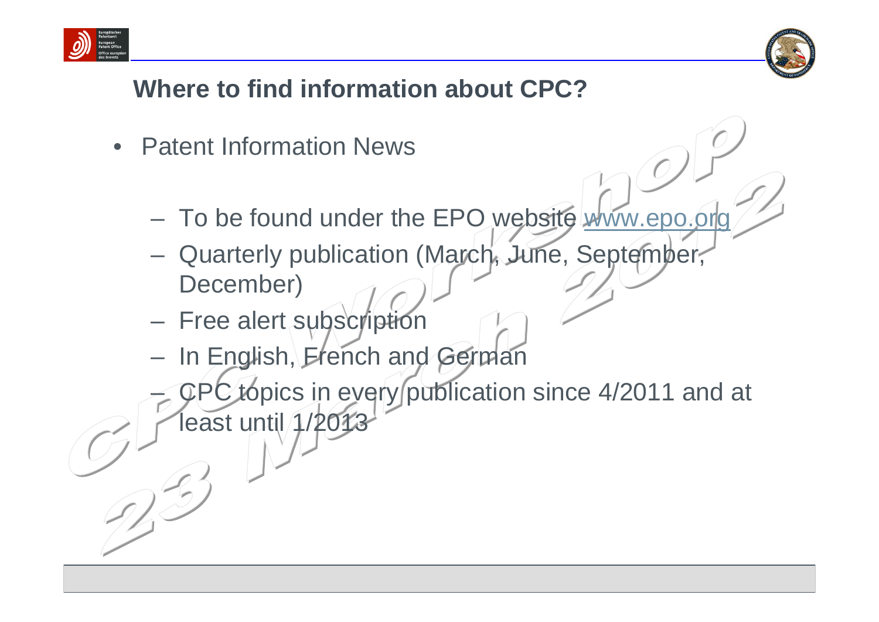## Where to find information about CPC?

- Patent Information News
  - To be found under the EPO website www.epo.org
  - Quarterly publication (March, June, September, December)
  - Free alert subscription
  - In English, French and German
  - CPC topics in every publication since 4/2011 and at least until 1/2013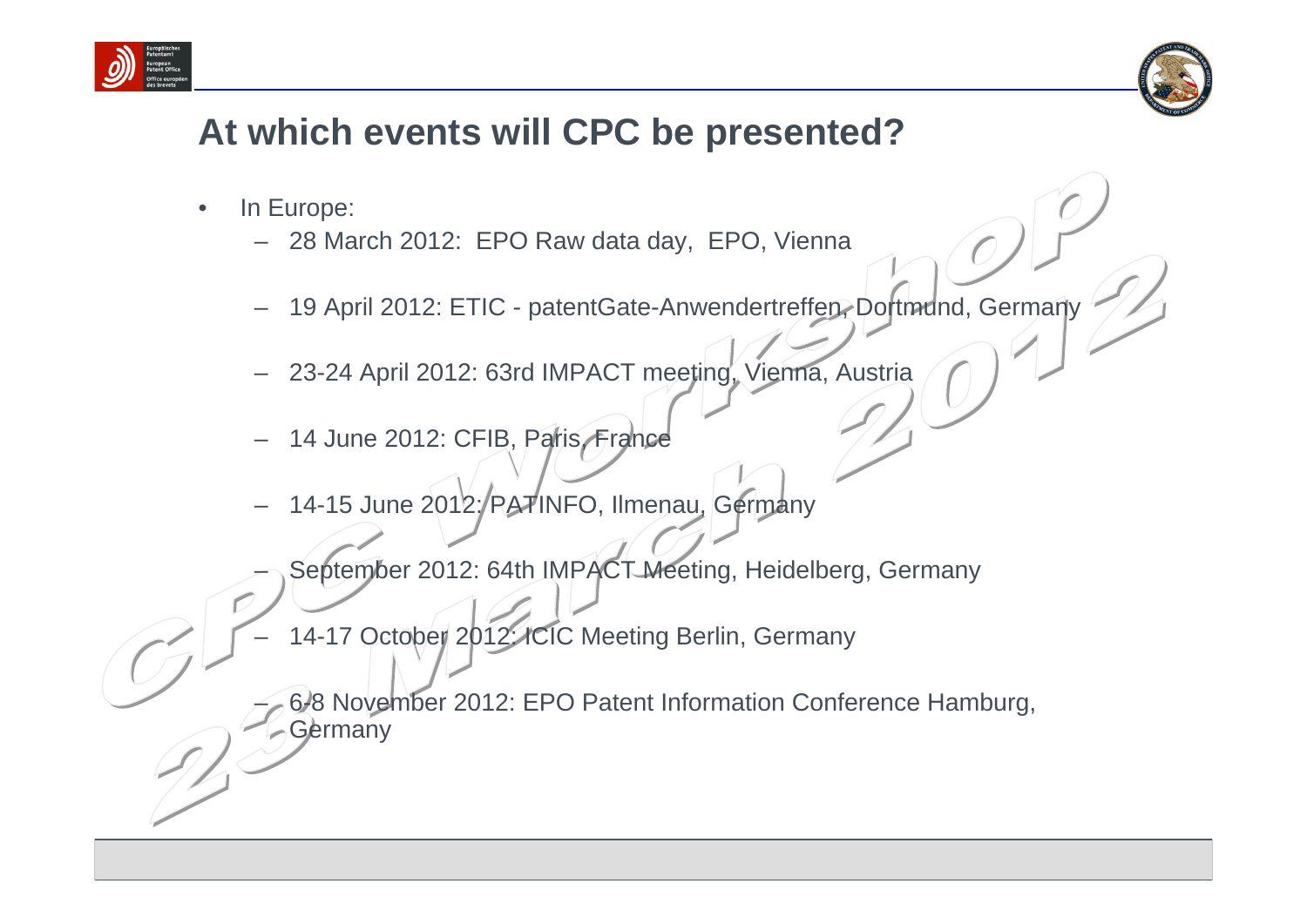## At which events will CPC be presented?

- In Europe:
  - 28 March 2012: EPO Raw data day, EPO, Vienna
  - 19 April 2012: ETIC - patentGate-Anwendertreffen, Dortmund, Germany
  - 23-24 April 2012: 63rd IMPACT meeting, Vienna, Austria
  - 14 June 2012: CFIB, Paris, France
  - 14-15 June 2012: PATINFO, Ilmenau, Germany
  - September 2012: 64th IMPACT Meeting, Heidelberg, Germany
  - 14-17 October 2012: ICIC Meeting Berlin, Germany
  - 6-8 November 2012: EPO Patent Information Conference Hamburg, Germany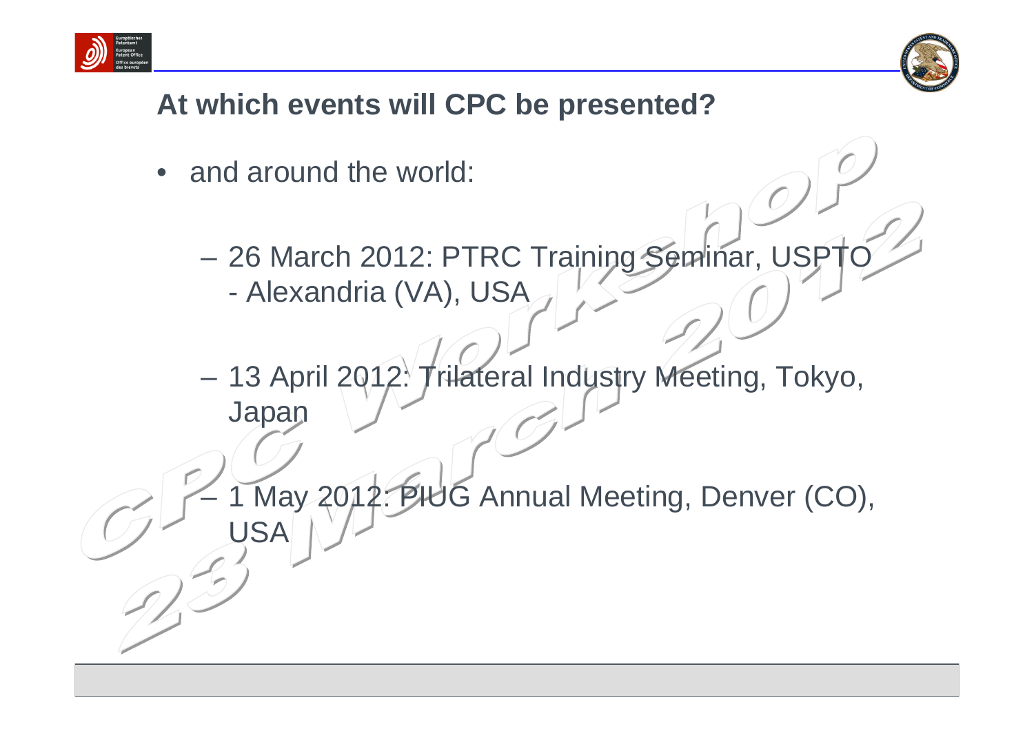## At which events will CPC be presented?

- and around the world:
  - 26 March 2012: PTRC Training Seminar, USPTO - Alexandria (VA), USA
  - 13 April 2012: Trilateral Industry Meeting, Tokyo, Japan
  - 1 May 2012: PIUG Annual Meeting, Denver (CO), USA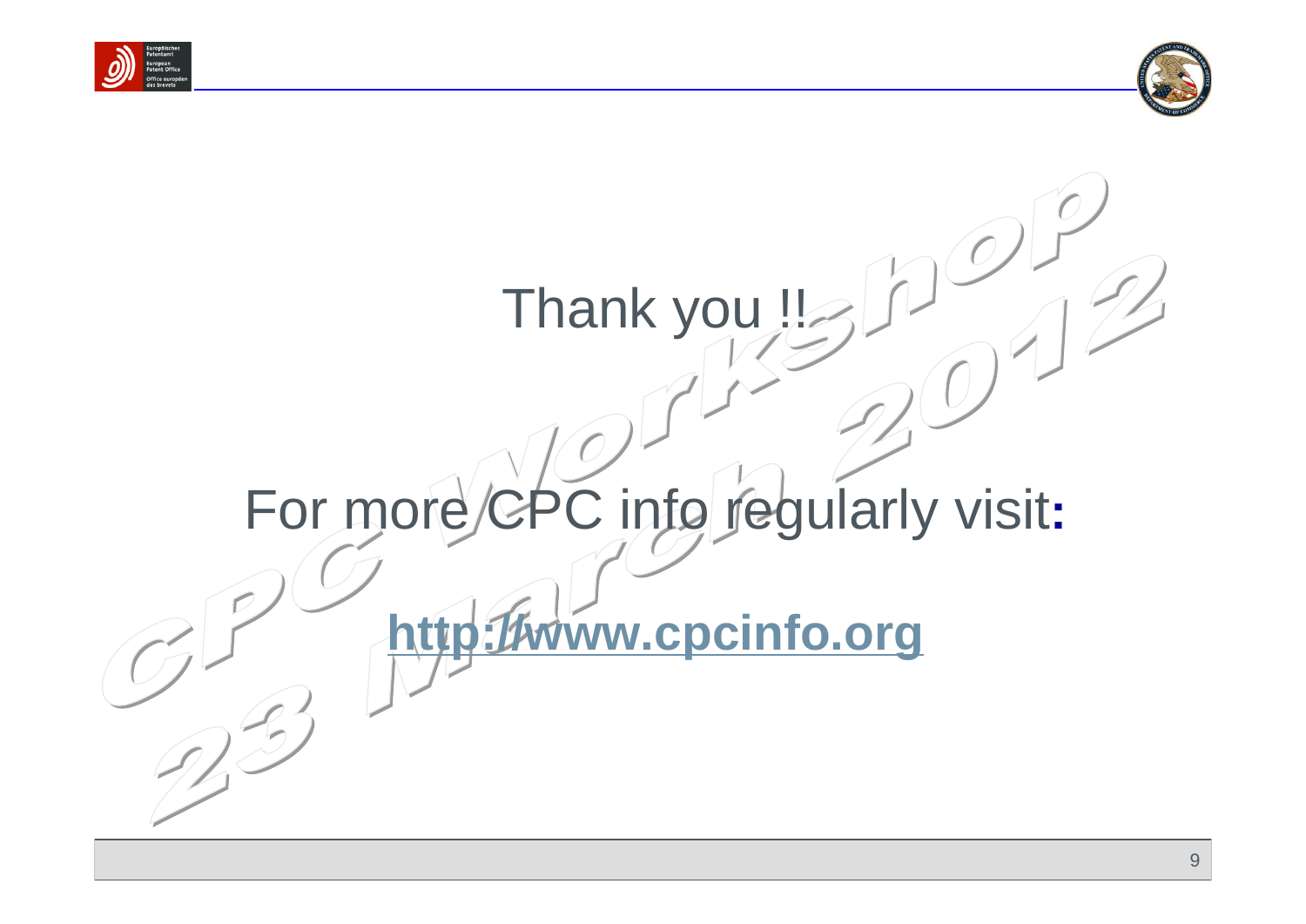Thank you !!

For more CPC info regularly visit:

**http://www.cpcinfo.org**